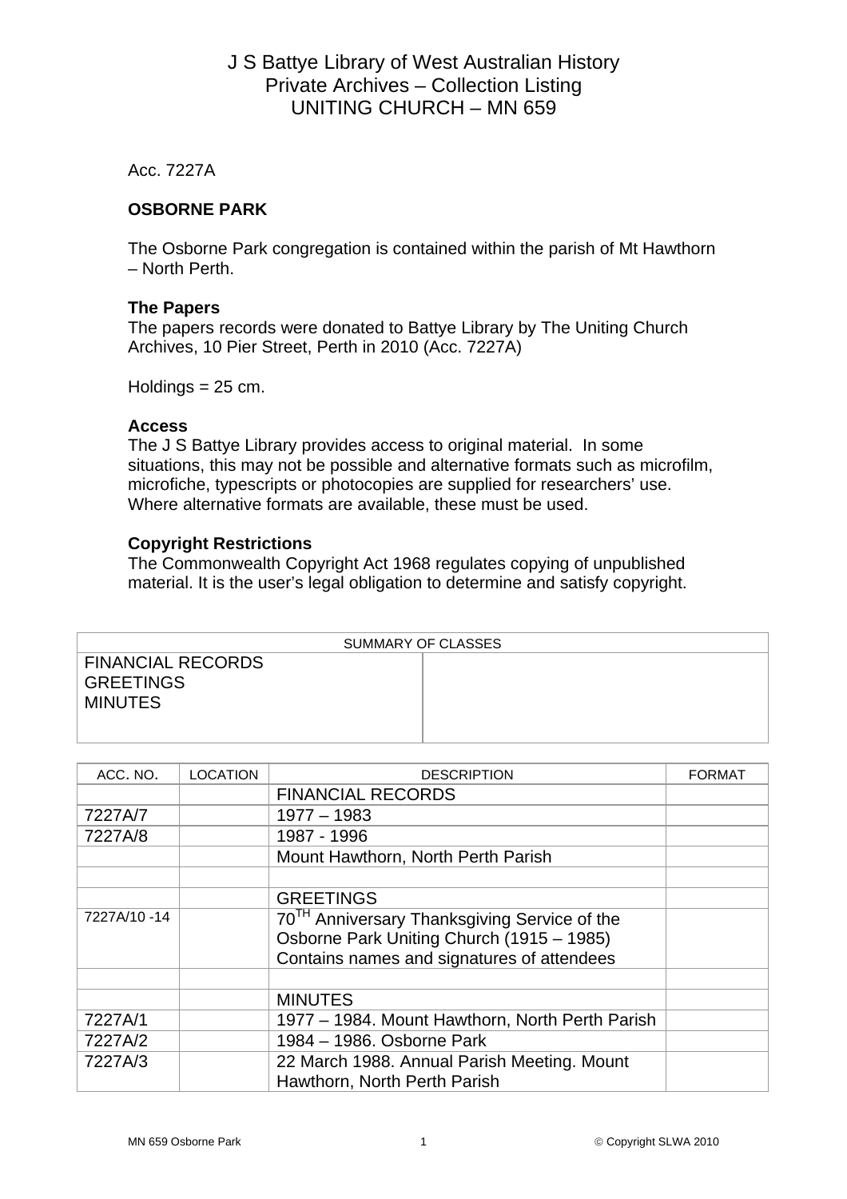# J S Battye Library of West Australian History
## Private Archives – Collection Listing
## UNITING CHURCH – MN 659

Acc. 7227A

**OSBORNE PARK**

The Osborne Park congregation is contained within the parish of Mt Hawthorn – North Perth.

**The Papers**
The papers records were donated to Battye Library by The Uniting Church Archives, 10 Pier Street, Perth in 2010 (Acc. 7227A)

Holdings = 25 cm.

**Access**
The J S Battye Library provides access to original material. In some situations, this may not be possible and alternative formats such as microfilm, microfiche, typescripts or photocopies are supplied for researchers' use. Where alternative formats are available, these must be used.

**Copyright Restrictions**
The Commonwealth Copyright Act 1968 regulates copying of unpublished material. It is the user's legal obligation to determine and satisfy copyright.

| SUMMARY OF CLASSES | |
|---|---|
| FINANCIAL RECORDS<br>GREETINGS<br>MINUTES | |

| ACC. NO. | LOCATION | DESCRIPTION | FORMAT |
|---|---|---|---|
| | | FINANCIAL RECORDS | |
| 7227A/7 | | 1977 – 1983 | |
| 7227A/8 | | 1987 - 1996 | |
| | | Mount Hawthorn, North Perth Parish | |
| | | | |
| | | GREETINGS | |
| 7227A/10 -14 | | 70TH Anniversary Thanksgiving Service of the Osborne Park Uniting Church (1915 – 1985) Contains names and signatures of attendees | |
| | | | |
| | | MINUTES | |
| 7227A/1 | | 1977 – 1984. Mount Hawthorn, North Perth Parish | |
| 7227A/2 | | 1984 – 1986. Osborne Park | |
| 7227A/3 | | 22 March 1988. Annual Parish Meeting. Mount Hawthorn, North Perth Parish | |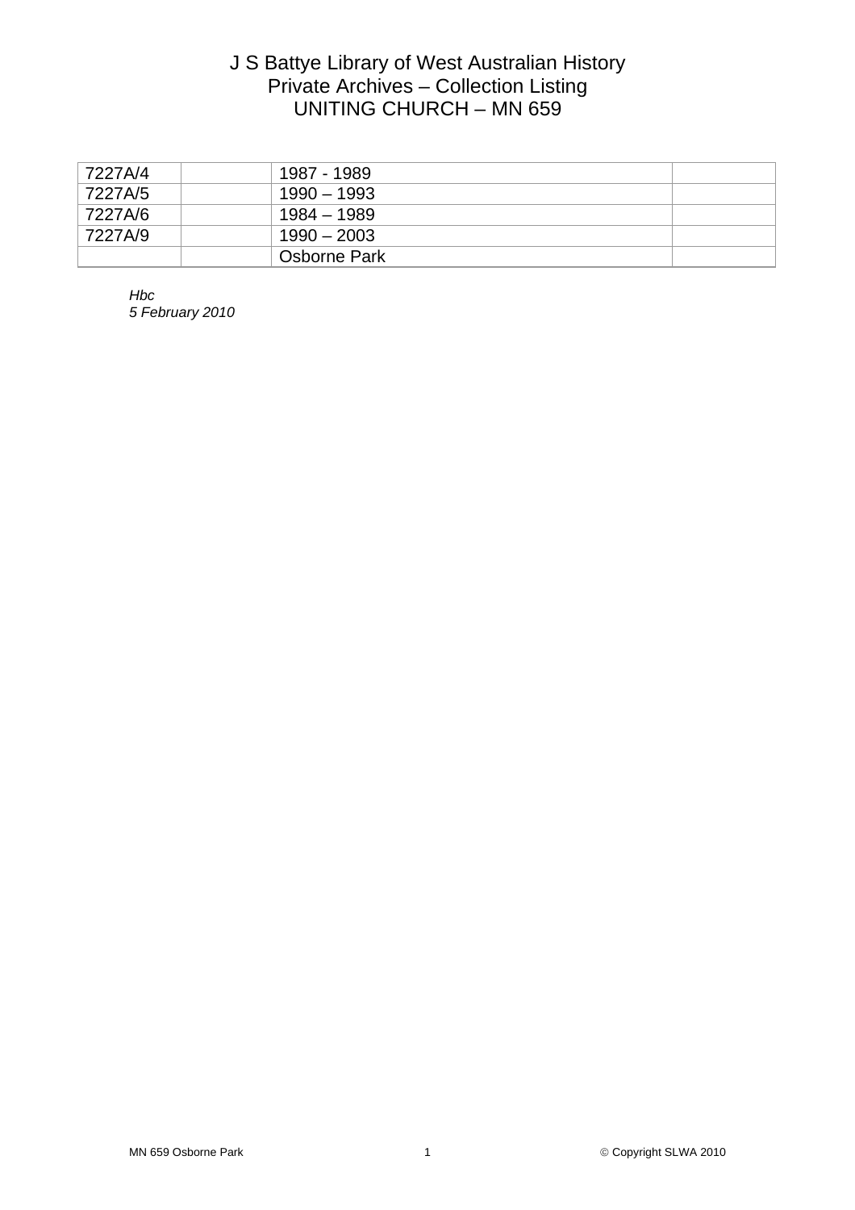# J S Battye Library of West Australian History
# Private Archives – Collection Listing
# UNITING CHURCH – MN 659

| | | | |
|---|---|---|---|
| 7227A/4 | | 1987 - 1989 | |
| 7227A/5 | | 1990 – 1993 | |
| 7227A/6 | | 1984 – 1989 | |
| 7227A/9 | | 1990 – 2003 | |
| | | Osborne Park | |

*Hbc*
*5 February 2010*